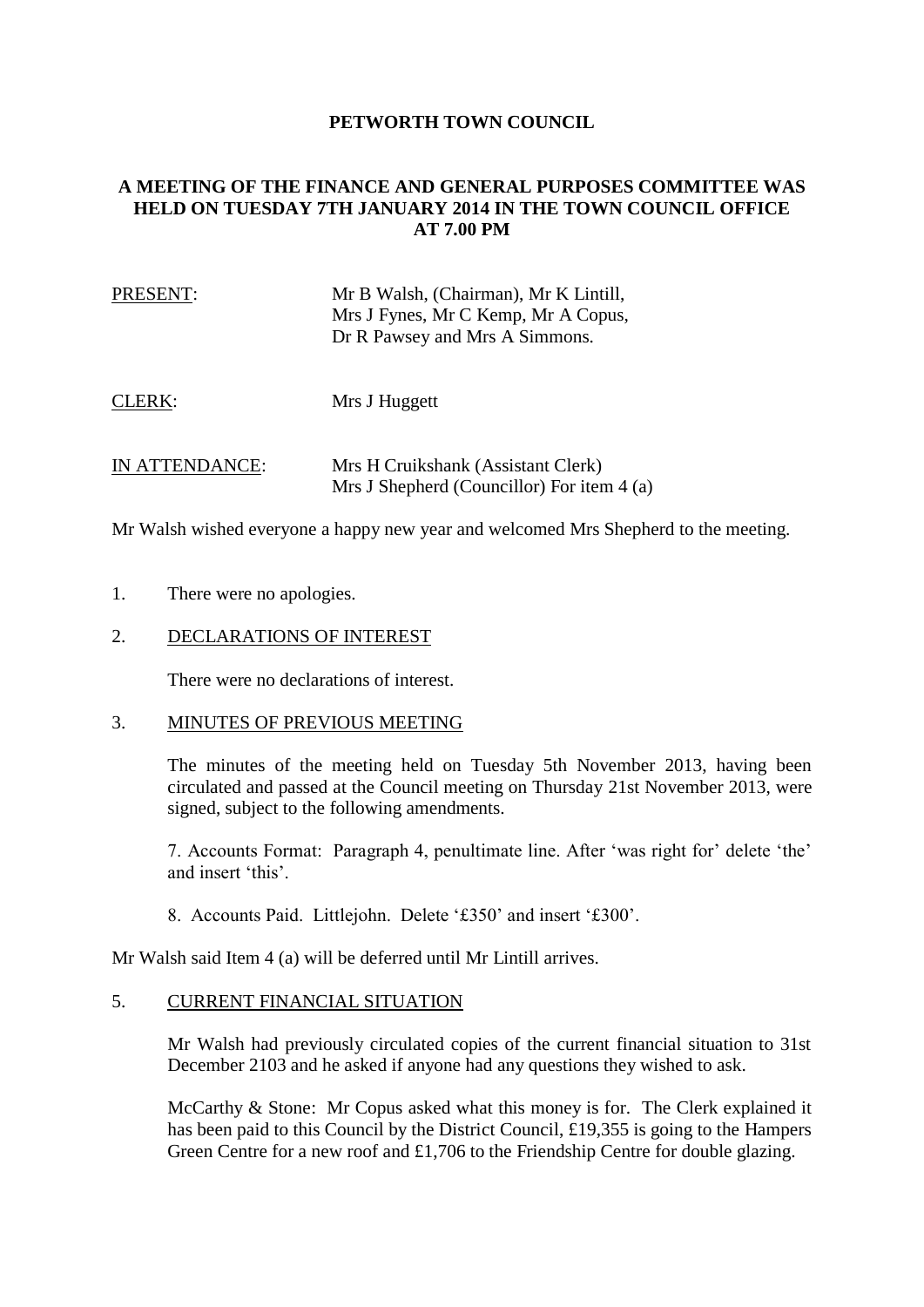**PETWORTH TOWN COUNCIL**

**A MEETING OF THE FINANCE AND GENERAL PURPOSES COMMITTEE WAS HELD ON TUESDAY 7TH JANUARY 2014 IN THE TOWN COUNCIL OFFICE AT 7.00 PM**

PRESENT: Mr B Walsh, (Chairman), Mr K Lintill, Mrs J Fynes, Mr C Kemp, Mr A Copus, Dr R Pawsey and Mrs A Simmons.

CLERK: Mrs J Huggett

IN ATTENDANCE: Mrs H Cruikshank (Assistant Clerk)
Mrs J Shepherd (Councillor) For item 4 (a)

Mr Walsh wished everyone a happy new year and welcomed Mrs Shepherd to the meeting.

1. There were no apologies.

2. DECLARATIONS OF INTEREST

   There were no declarations of interest.

3. MINUTES OF PREVIOUS MEETING

   The minutes of the meeting held on Tuesday 5th November 2013, having been circulated and passed at the Council meeting on Thursday 21st November 2013, were signed, subject to the following amendments.

   7. Accounts Format: Paragraph 4, penultimate line. After 'was right for' delete 'the' and insert 'this'.

   8. Accounts Paid. Littlejohn. Delete '£350' and insert '£300'.

Mr Walsh said Item 4 (a) will be deferred until Mr Lintill arrives.

5. CURRENT FINANCIAL SITUATION

   Mr Walsh had previously circulated copies of the current financial situation to 31st December 2103 and he asked if anyone had any questions they wished to ask.

   McCarthy & Stone: Mr Copus asked what this money is for. The Clerk explained it has been paid to this Council by the District Council, £19,355 is going to the Hampers Green Centre for a new roof and £1,706 to the Friendship Centre for double glazing.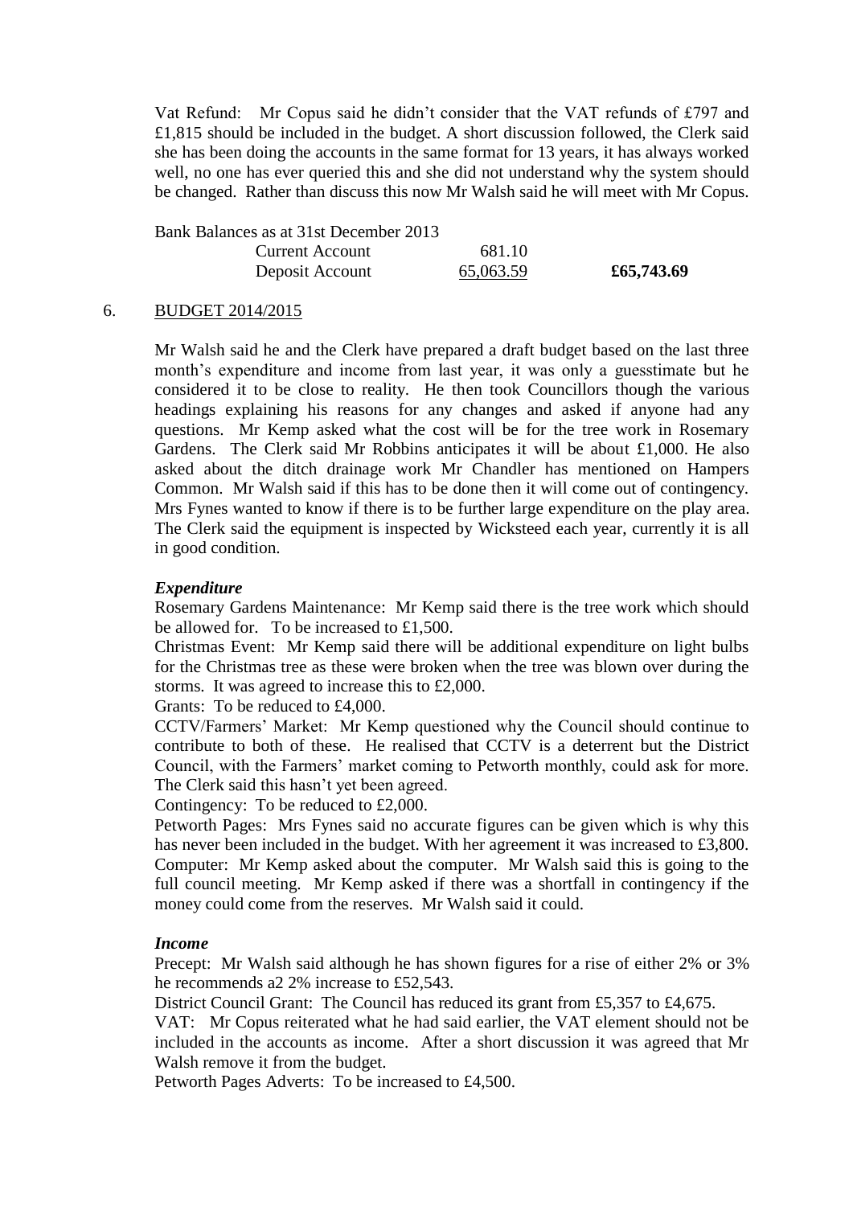Vat Refund: Mr Copus said he didn't consider that the VAT refunds of £797 and £1,815 should be included in the budget. A short discussion followed, the Clerk said she has been doing the accounts in the same format for 13 years, it has always worked well, no one has ever queried this and she did not understand why the system should be changed. Rather than discuss this now Mr Walsh said he will meet with Mr Copus.

| Bank Balances as at 31st December 2013 | | |
|---|---|---|
| Current Account | 681.10 | |
| Deposit Account | 65,063.59 | **£65,743.69** |

## 6. BUDGET 2014/2015

Mr Walsh said he and the Clerk have prepared a draft budget based on the last three month's expenditure and income from last year, it was only a guesstimate but he considered it to be close to reality. He then took Councillors though the various headings explaining his reasons for any changes and asked if anyone had any questions. Mr Kemp asked what the cost will be for the tree work in Rosemary Gardens. The Clerk said Mr Robbins anticipates it will be about £1,000. He also asked about the ditch drainage work Mr Chandler has mentioned on Hampers Common. Mr Walsh said if this has to be done then it will come out of contingency. Mrs Fynes wanted to know if there is to be further large expenditure on the play area. The Clerk said the equipment is inspected by Wicksteed each year, currently it is all in good condition.

***Expenditure***

Rosemary Gardens Maintenance: Mr Kemp said there is the tree work which should be allowed for. To be increased to £1,500.

Christmas Event: Mr Kemp said there will be additional expenditure on light bulbs for the Christmas tree as these were broken when the tree was blown over during the storms. It was agreed to increase this to £2,000.

Grants: To be reduced to £4,000.

CCTV/Farmers' Market: Mr Kemp questioned why the Council should continue to contribute to both of these. He realised that CCTV is a deterrent but the District Council, with the Farmers' market coming to Petworth monthly, could ask for more. The Clerk said this hasn't yet been agreed.

Contingency: To be reduced to £2,000.

Petworth Pages: Mrs Fynes said no accurate figures can be given which is why this has never been included in the budget. With her agreement it was increased to £3,800.

Computer: Mr Kemp asked about the computer. Mr Walsh said this is going to the full council meeting. Mr Kemp asked if there was a shortfall in contingency if the money could come from the reserves. Mr Walsh said it could.

***Income***

Precept: Mr Walsh said although he has shown figures for a rise of either 2% or 3% he recommends a2 2% increase to £52,543.

District Council Grant: The Council has reduced its grant from £5,357 to £4,675.

VAT: Mr Copus reiterated what he had said earlier, the VAT element should not be included in the accounts as income. After a short discussion it was agreed that Mr Walsh remove it from the budget.

Petworth Pages Adverts: To be increased to £4,500.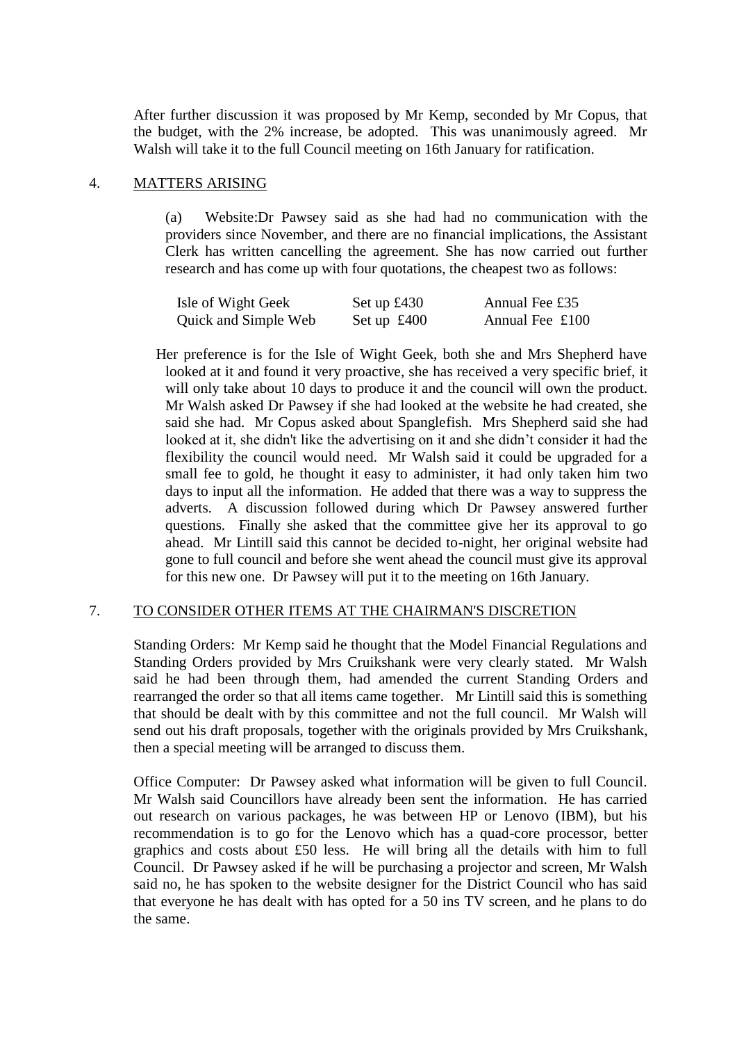After further discussion it was proposed by Mr Kemp, seconded by Mr Copus, that the budget, with the 2% increase, be adopted. This was unanimously agreed. Mr Walsh will take it to the full Council meeting on 16th January for ratification.

4. MATTERS ARISING

(a) Website:Dr Pawsey said as she had had no communication with the providers since November, and there are no financial implications, the Assistant Clerk has written cancelling the agreement. She has now carried out further research and has come up with four quotations, the cheapest two as follows:

| | | |
|---|---|---|
| Isle of Wight Geek | Set up £430 | Annual Fee £35 |
| Quick and Simple Web | Set up £400 | Annual Fee £100 |

Her preference is for the Isle of Wight Geek, both she and Mrs Shepherd have looked at it and found it very proactive, she has received a very specific brief, it will only take about 10 days to produce it and the council will own the product. Mr Walsh asked Dr Pawsey if she had looked at the website he had created, she said she had. Mr Copus asked about Spanglefish. Mrs Shepherd said she had looked at it, she didn't like the advertising on it and she didn't consider it had the flexibility the council would need. Mr Walsh said it could be upgraded for a small fee to gold, he thought it easy to administer, it had only taken him two days to input all the information. He added that there was a way to suppress the adverts. A discussion followed during which Dr Pawsey answered further questions. Finally she asked that the committee give her its approval to go ahead. Mr Lintill said this cannot be decided to-night, her original website had gone to full council and before she went ahead the council must give its approval for this new one. Dr Pawsey will put it to the meeting on 16th January.

7. TO CONSIDER OTHER ITEMS AT THE CHAIRMAN'S DISCRETION

Standing Orders: Mr Kemp said he thought that the Model Financial Regulations and Standing Orders provided by Mrs Cruikshank were very clearly stated. Mr Walsh said he had been through them, had amended the current Standing Orders and rearranged the order so that all items came together. Mr Lintill said this is something that should be dealt with by this committee and not the full council. Mr Walsh will send out his draft proposals, together with the originals provided by Mrs Cruikshank, then a special meeting will be arranged to discuss them.

Office Computer: Dr Pawsey asked what information will be given to full Council. Mr Walsh said Councillors have already been sent the information. He has carried out research on various packages, he was between HP or Lenovo (IBM), but his recommendation is to go for the Lenovo which has a quad-core processor, better graphics and costs about £50 less. He will bring all the details with him to full Council. Dr Pawsey asked if he will be purchasing a projector and screen, Mr Walsh said no, he has spoken to the website designer for the District Council who has said that everyone he has dealt with has opted for a 50 ins TV screen, and he plans to do the same.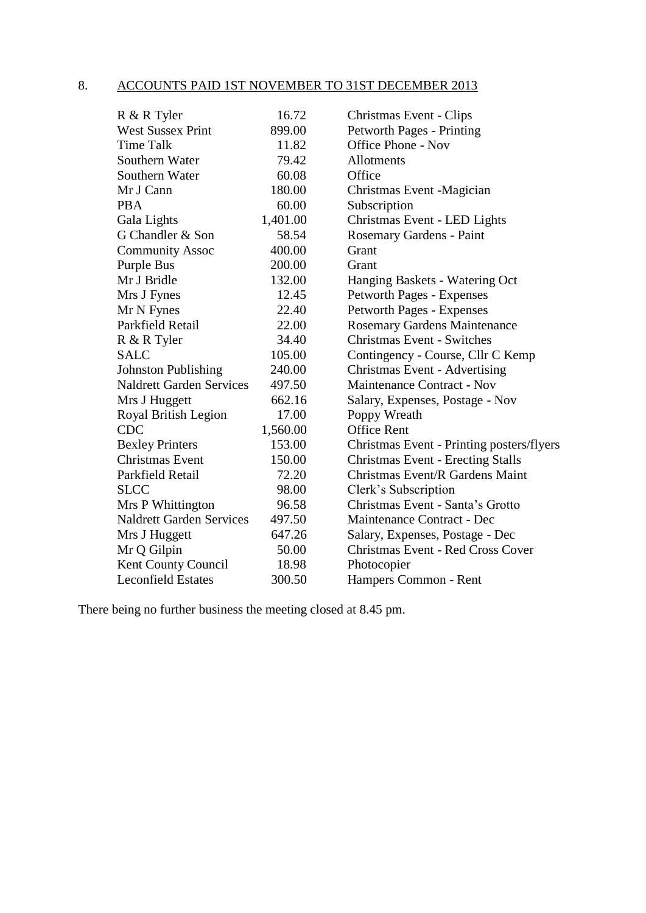8. <u>ACCOUNTS PAID 1ST NOVEMBER TO 31ST DECEMBER 2013</u>

| | | |
|---|---|---|
| R & R Tyler | 16.72 | Christmas Event - Clips |
| West Sussex Print | 899.00 | Petworth Pages - Printing |
| Time Talk | 11.82 | Office Phone - Nov |
| Southern Water | 79.42 | Allotments |
| Southern Water | 60.08 | Office |
| Mr J Cann | 180.00 | Christmas Event -Magician |
| PBA | 60.00 | Subscription |
| Gala Lights | 1,401.00 | Christmas Event - LED Lights |
| G Chandler & Son | 58.54 | Rosemary Gardens - Paint |
| Community Assoc | 400.00 | Grant |
| Purple Bus | 200.00 | Grant |
| Mr J Bridle | 132.00 | Hanging Baskets - Watering Oct |
| Mrs J Fynes | 12.45 | Petworth Pages - Expenses |
| Mr N Fynes | 22.40 | Petworth Pages - Expenses |
| Parkfield Retail | 22.00 | Rosemary Gardens Maintenance |
| R & R Tyler | 34.40 | Christmas Event - Switches |
| SALC | 105.00 | Contingency - Course, Cllr C Kemp |
| Johnston Publishing | 240.00 | Christmas Event - Advertising |
| Naldrett Garden Services | 497.50 | Maintenance Contract - Nov |
| Mrs J Huggett | 662.16 | Salary, Expenses, Postage - Nov |
| Royal British Legion | 17.00 | Poppy Wreath |
| CDC | 1,560.00 | Office Rent |
| Bexley Printers | 153.00 | Christmas Event - Printing posters/flyers |
| Christmas Event | 150.00 | Christmas Event - Erecting Stalls |
| Parkfield Retail | 72.20 | Christmas Event/R Gardens Maint |
| SLCC | 98.00 | Clerk's Subscription |
| Mrs P Whittington | 96.58 | Christmas Event - Santa's Grotto |
| Naldrett Garden Services | 497.50 | Maintenance Contract - Dec |
| Mrs J Huggett | 647.26 | Salary, Expenses, Postage - Dec |
| Mr Q Gilpin | 50.00 | Christmas Event - Red Cross Cover |
| Kent County Council | 18.98 | Photocopier |
| Leconfield Estates | 300.50 | Hampers Common - Rent |

There being no further business the meeting closed at 8.45 pm.